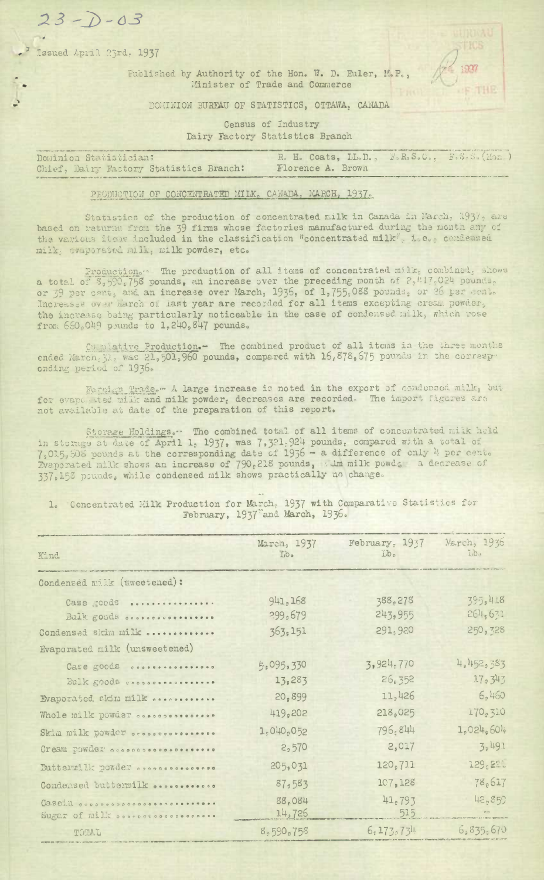23-D-03

Issued April 23rd, 1937

Published by Authority of the Hon. W. D. Euler, M.P., Minister of Trade and Commerce

DOMINION BUREAU OF STATISTICS, OTTAWA, CANADA

Census of Industry
Dairy Factory Statistics Branch

| | |
|---|---|
| Dominion Statistician: | R. H. Coats, LL.D., F.R.S.C., F.S.S.(Hon.) |
| Chief, Dairy Factory Statistics Branch: | Florence A. Brown |

## PRODUCTION OF CONCENTRATED MILK, CANADA, MARCH, 1937.

Statistics of the production of concentrated milk in Canada in March, 1937, are based on returns from the 39 firms whose factories manufactured during the month any of the various items included in the classification "concentrated milk", i.e., condensed milk, evaporated milk, milk powder, etc.

**Production.**– The production of all items of concentrated milk, combined, shows a total of 8,590,758 pounds, an increase over the preceding month of 2,417,024 pounds, or 39 per cent, and an increase over March, 1936, of 1,755,088 pounds, or 26 per cent. Increases over March of last year are recorded for all items excepting cream powder, the increase being particularly noticeable in the case of condensed milk, which rose from 660,049 pounds to 1,240,847 pounds.

**Cumulative Production.**– The combined product of all items in the three months ended March 31, was 21,501,960 pounds, compared with 16,878,675 pounds in the corresponding period of 1936.

**Foreign Trade.**– A large increase is noted in the export of condensed milk, but for evaporated milk and milk powder, decreases are recorded. The import figures are not available at date of the preparation of this report.

**Storage Holdings.**– The combined total of all items of concentrated milk held in storage at date of April 1, 1937, was 7,321,924 pounds, compared with a total of 7,015,508 pounds at the corresponding date of 1936 – a difference of only 4 per cent. Evaporated milk shows an increase of 790,218 pounds, skim milk powder a decrease of 337,158 pounds, while condensed milk shows practically no change.

1. Concentrated Milk Production for March, 1937 with Comparative Statistics for February, 1937 and March, 1936.

| Kind | March, 1937 Lb. | February, 1937 Lb. | March, 1936 Lb. |
|---|---|---|---|
| Condensed milk (sweetened): | | | |
| Case goods | 941,168 | 388,278 | 395,418 |
| Bulk goods | 299,679 | 243,955 | 264,631 |
| Condensed skim milk | 363,151 | 291,920 | 250,328 |
| Evaporated milk (unsweetened) | | | |
| Case goods | 5,095,330 | 3,924,770 | 4,452,383 |
| Bulk goods | 13,283 | 26,352 | 17,343 |
| Evaporated skim milk | 20,899 | 11,426 | 6,460 |
| Whole milk powder | 419,202 | 218,025 | 170,310 |
| Skim milk powder | 1,040,052 | 796,844 | 1,024,604 |
| Cream powder | 2,570 | 2,017 | 3,491 |
| Buttermilk powder | 205,031 | 120,711 | 129,214 |
| Condensed buttermilk | 87,583 | 107,128 | 78,617 |
| Casein | 88,084 | 41,793 | 42,859 |
| Sugar of milk | 14,726 | 515 | — |
| TOTAL | 8,590,758 | 6,173,734 | 6,835,670 |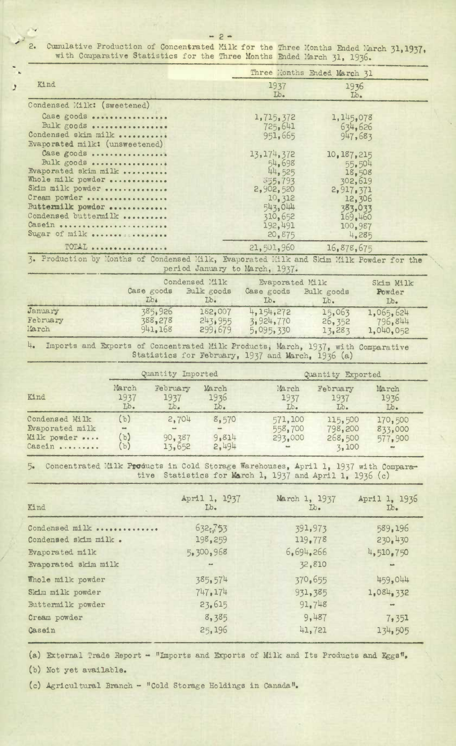2. Cumulative Production of Concentrated Milk for the Three Months Ended March 31, 1937, with Comparative Statistics for the Three Months Ended March 31, 1936.

| Kind | Three Months Ended March 31 | |
|---|---|---|
| | 1937 Lb. | 1936 Lb. |
| Condensed Milk: (sweetened) | | |
| Case goods | 1,715,372 | 1,145,078 |
| Bulk goods | 725,641 | 634,626 |
| Condensed skim milk | 951,665 | 947,683 |
| Evaporated milk: (unsweetened) | | |
| Case goods | 13,174,372 | 10,187,215 |
| Bulk goods | 54,698 | 55,504 |
| Evaporated skim milk | 44,525 | 18,508 |
| Whole milk powder | 355,793 | 302,619 |
| Skim milk powder | 2,902,520 | 2,917,371 |
| Cream powder | 10,312 | 12,306 |
| Buttermilk powder | 543,044 | 383,033 |
| Condensed buttermilk | 310,652 | 169,460 |
| Casein | 192,491 | 100,987 |
| Sugar of milk | 20,875 | 4,285 |
| TOTAL | 21,501,960 | 16,878,675 |

3. Production by Months of Condensed Milk, Evaporated Milk and Skim Milk Powder for the period January to March, 1937.

| | Condensed Milk | | Evaporated Milk | | Skim Milk Powder |
|---|---|---|---|---|---|
| | Case goods Lb. | Bulk goods Lb. | Case goods Lb. | Bulk goods Lb. | Lb. |
| January | 385,926 | 182,007 | 4,154,272 | 15,063 | 1,065,624 |
| February | 388,278 | 243,955 | 3,924,770 | 26,352 | 796,844 |
| March | 941,168 | 299,679 | 5,095,330 | 13,283 | 1,040,052 |

4. Imports and Exports of Concentrated Milk Products, March, 1937, with Comparative Statistics for February, 1937 and March, 1936 (a)

| Kind | Quantity Imported | | | Quantity Exported | | |
|---|---|---|---|---|---|---|
| | March 1937 Lb. | February 1937 Lb. | March 1936 Lb. | March 1937 Lb. | February 1937 Lb. | March 1936 Lb. |
| Condensed Milk | (b) | 2,704 | 8,570 | 571,100 | 115,500 | 170,500 |
| Evaporated milk | - | - | - | 558,700 | 798,200 | 833,000 |
| Milk powder | (b) | 90,387 | 9,814 | 293,000 | 268,500 | 577,900 |
| Casein | (b) | 13,652 | 2,494 | - | 3,100 | - |

5. Concentrated Milk Products in Cold Storage Warehouses, April 1, 1937 with Comparative Statistics for March 1, 1937 and April 1, 1936 (c)

| Kind | April 1, 1937 Lb. | March 1, 1937 Lb. | April 1, 1936 Lb. |
|---|---|---|---|
| Condensed milk | 632,753 | 391,973 | 589,196 |
| Condensed skim milk | 198,259 | 119,778 | 230,430 |
| Evaporated milk | 5,300,968 | 6,694,266 | 4,510,750 |
| Evaporated skim milk | - | 32,810 | - |
| Whole milk powder | 385,574 | 370,655 | 459,044 |
| Skim milk powder | 747,174 | 931,385 | 1,084,332 |
| Buttermilk powder | 23,615 | 91,748 | - |
| Cream powder | 8,385 | 9,487 | 7,351 |
| Casein | 25,196 | 41,721 | 134,505 |

(a) External Trade Report - "Imports and Exports of Milk and Its Products and Eggs".

(b) Not yet available.

(c) Agricultural Branch - "Cold Storage Holdings in Canada".